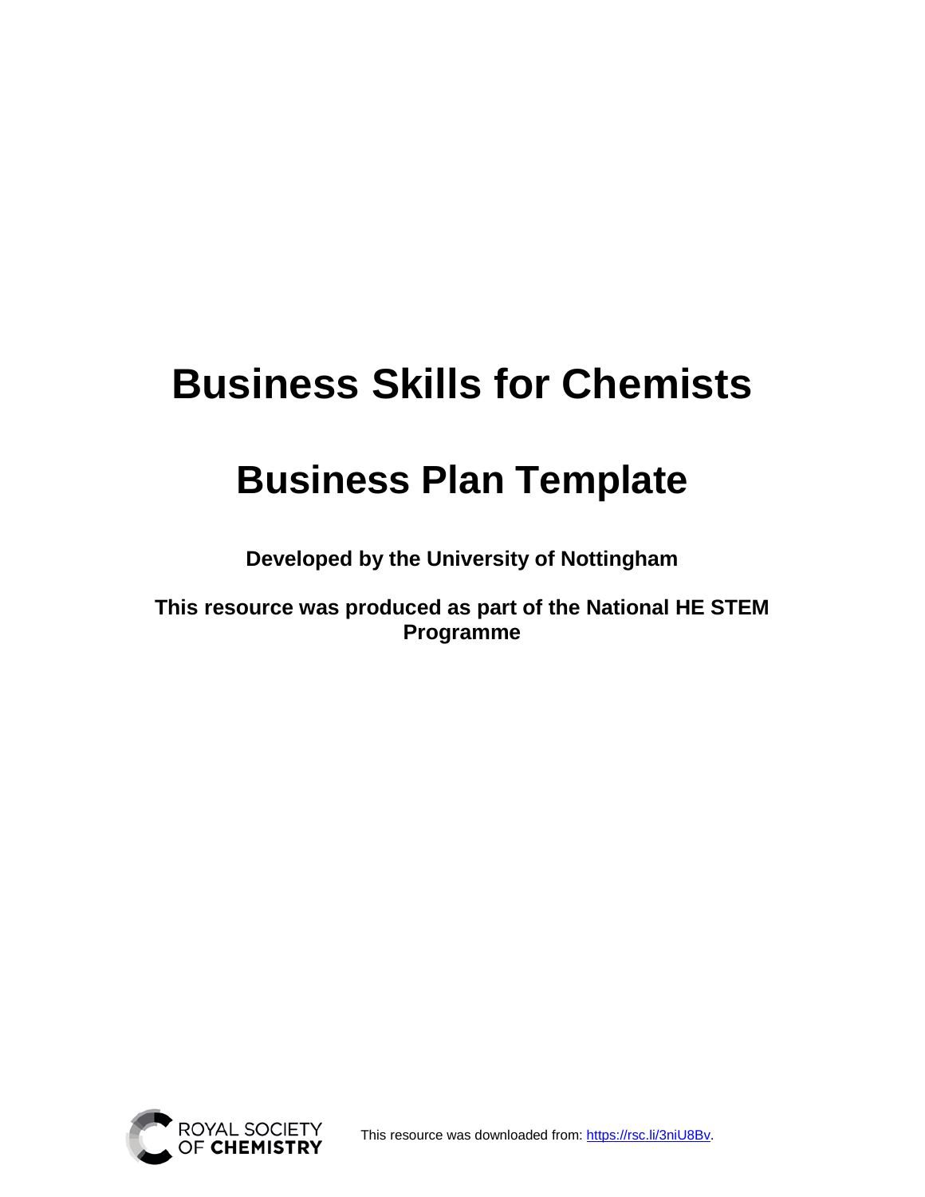# Business Skills for Chemists

# Business Plan Template

**Developed by the University of Nottingham**

**This resource was produced as part of the National HE STEM Programme**

ROYAL SOCIETY OF CHEMISTRY

This resource was downloaded from: https://rsc.li/3niU8Bv.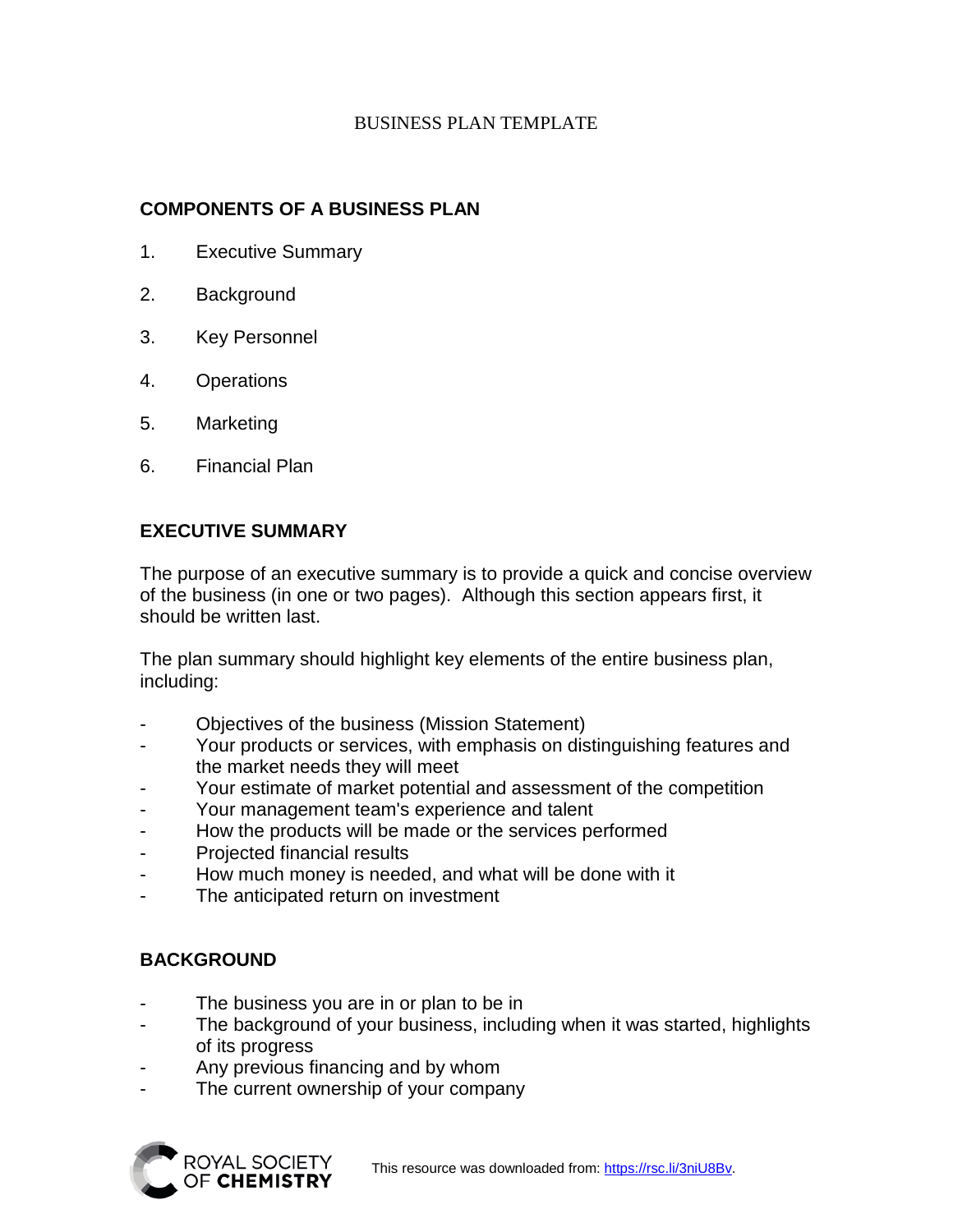BUSINESS PLAN TEMPLATE

## COMPONENTS OF A BUSINESS PLAN

1. Executive Summary
2. Background
3. Key Personnel
4. Operations
5. Marketing
6. Financial Plan

## EXECUTIVE SUMMARY

The purpose of an executive summary is to provide a quick and concise overview of the business (in one or two pages). Although this section appears first, it should be written last.

The plan summary should highlight key elements of the entire business plan, including:

- Objectives of the business (Mission Statement)
- Your products or services, with emphasis on distinguishing features and the market needs they will meet
- Your estimate of market potential and assessment of the competition
- Your management team's experience and talent
- How the products will be made or the services performed
- Projected financial results
- How much money is needed, and what will be done with it
- The anticipated return on investment

## BACKGROUND

- The business you are in or plan to be in
- The background of your business, including when it was started, highlights of its progress
- Any previous financing and by whom
- The current ownership of your company

This resource was downloaded from: https://rsc.li/3niU8Bv.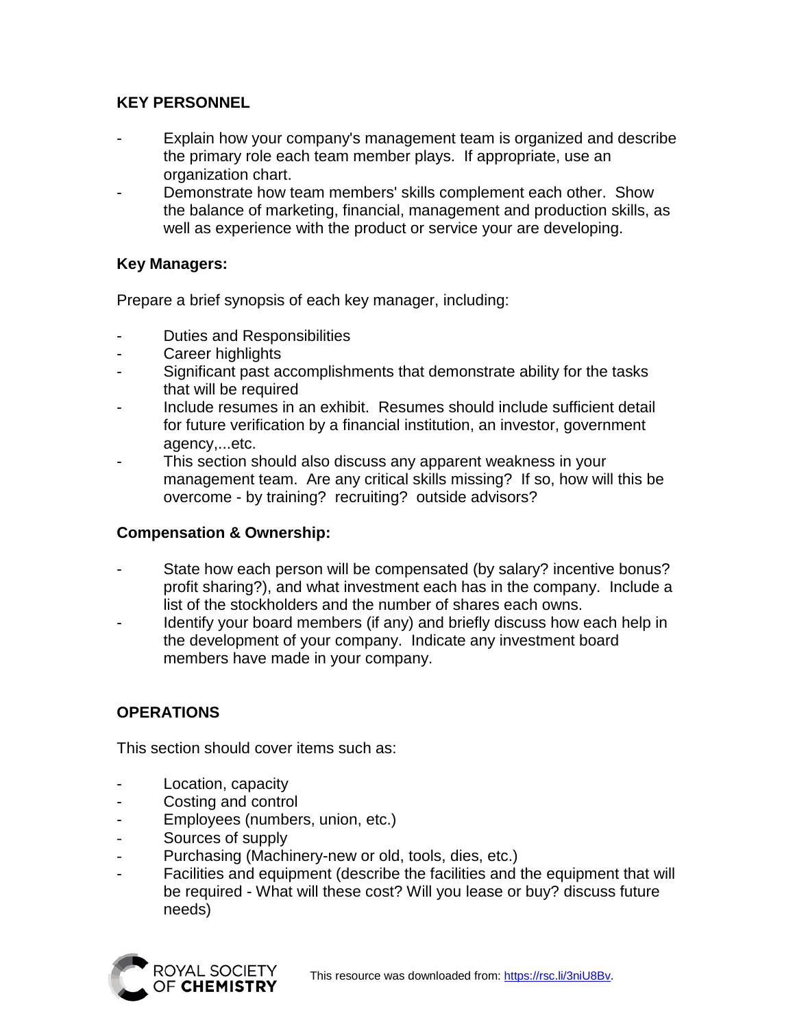## KEY PERSONNEL

- Explain how your company's management team is organized and describe the primary role each team member plays. If appropriate, use an organization chart.
- Demonstrate how team members' skills complement each other. Show the balance of marketing, financial, management and production skills, as well as experience with the product or service your are developing.

### Key Managers:

Prepare a brief synopsis of each key manager, including:

- Duties and Responsibilities
- Career highlights
- Significant past accomplishments that demonstrate ability for the tasks that will be required
- Include resumes in an exhibit. Resumes should include sufficient detail for future verification by a financial institution, an investor, government agency,...etc.
- This section should also discuss any apparent weakness in your management team. Are any critical skills missing? If so, how will this be overcome - by training? recruiting? outside advisors?

### Compensation & Ownership:

- State how each person will be compensated (by salary? incentive bonus? profit sharing?), and what investment each has in the company. Include a list of the stockholders and the number of shares each owns.
- Identify your board members (if any) and briefly discuss how each help in the development of your company. Indicate any investment board members have made in your company.

## OPERATIONS

This section should cover items such as:

- Location, capacity
- Costing and control
- Employees (numbers, union, etc.)
- Sources of supply
- Purchasing (Machinery-new or old, tools, dies, etc.)
- Facilities and equipment (describe the facilities and the equipment that will be required - What will these cost? Will you lease or buy? discuss future needs)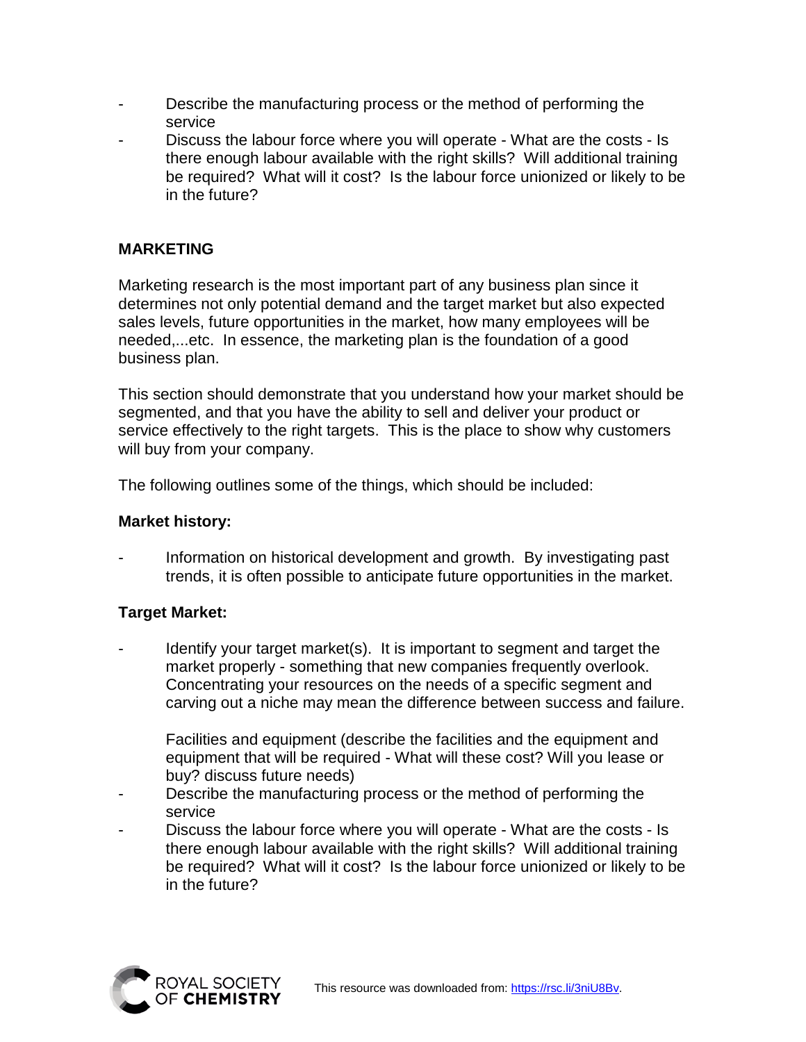- Describe the manufacturing process or the method of performing the service
- Discuss the labour force where you will operate - What are the costs - Is there enough labour available with the right skills? Will additional training be required? What will it cost? Is the labour force unionized or likely to be in the future?

## MARKETING

Marketing research is the most important part of any business plan since it determines not only potential demand and the target market but also expected sales levels, future opportunities in the market, how many employees will be needed,...etc. In essence, the marketing plan is the foundation of a good business plan.

This section should demonstrate that you understand how your market should be segmented, and that you have the ability to sell and deliver your product or service effectively to the right targets. This is the place to show why customers will buy from your company.

The following outlines some of the things, which should be included:

**Market history:**

- Information on historical development and growth. By investigating past trends, it is often possible to anticipate future opportunities in the market.

**Target Market:**

- Identify your target market(s). It is important to segment and target the market properly - something that new companies frequently overlook. Concentrating your resources on the needs of a specific segment and carving out a niche may mean the difference between success and failure.

  Facilities and equipment (describe the facilities and the equipment and equipment that will be required - What will these cost? Will you lease or buy? discuss future needs)
- Describe the manufacturing process or the method of performing the service
- Discuss the labour force where you will operate - What are the costs - Is there enough labour available with the right skills? Will additional training be required? What will it cost? Is the labour force unionized or likely to be in the future?

This resource was downloaded from: https://rsc.li/3niU8Bv.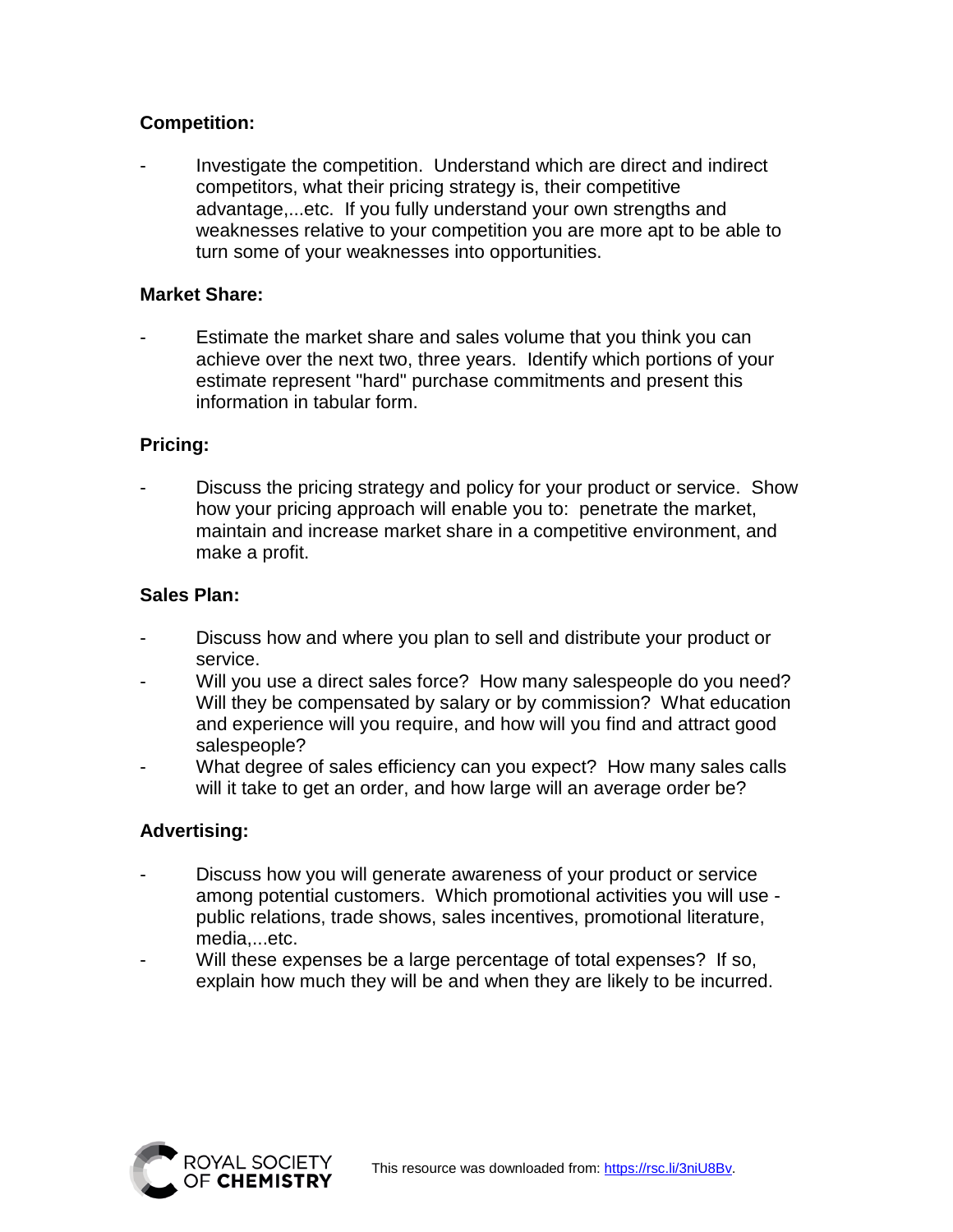**Competition:**

- Investigate the competition. Understand which are direct and indirect competitors, what their pricing strategy is, their competitive advantage,...etc. If you fully understand your own strengths and weaknesses relative to your competition you are more apt to be able to turn some of your weaknesses into opportunities.

**Market Share:**

- Estimate the market share and sales volume that you think you can achieve over the next two, three years. Identify which portions of your estimate represent "hard" purchase commitments and present this information in tabular form.

**Pricing:**

- Discuss the pricing strategy and policy for your product or service. Show how your pricing approach will enable you to: penetrate the market, maintain and increase market share in a competitive environment, and make a profit.

**Sales Plan:**

- Discuss how and where you plan to sell and distribute your product or service.
- Will you use a direct sales force? How many salespeople do you need? Will they be compensated by salary or by commission? What education and experience will you require, and how will you find and attract good salespeople?
- What degree of sales efficiency can you expect? How many sales calls will it take to get an order, and how large will an average order be?

**Advertising:**

- Discuss how you will generate awareness of your product or service among potential customers. Which promotional activities you will use - public relations, trade shows, sales incentives, promotional literature, media,...etc.
- Will these expenses be a large percentage of total expenses? If so, explain how much they will be and when they are likely to be incurred.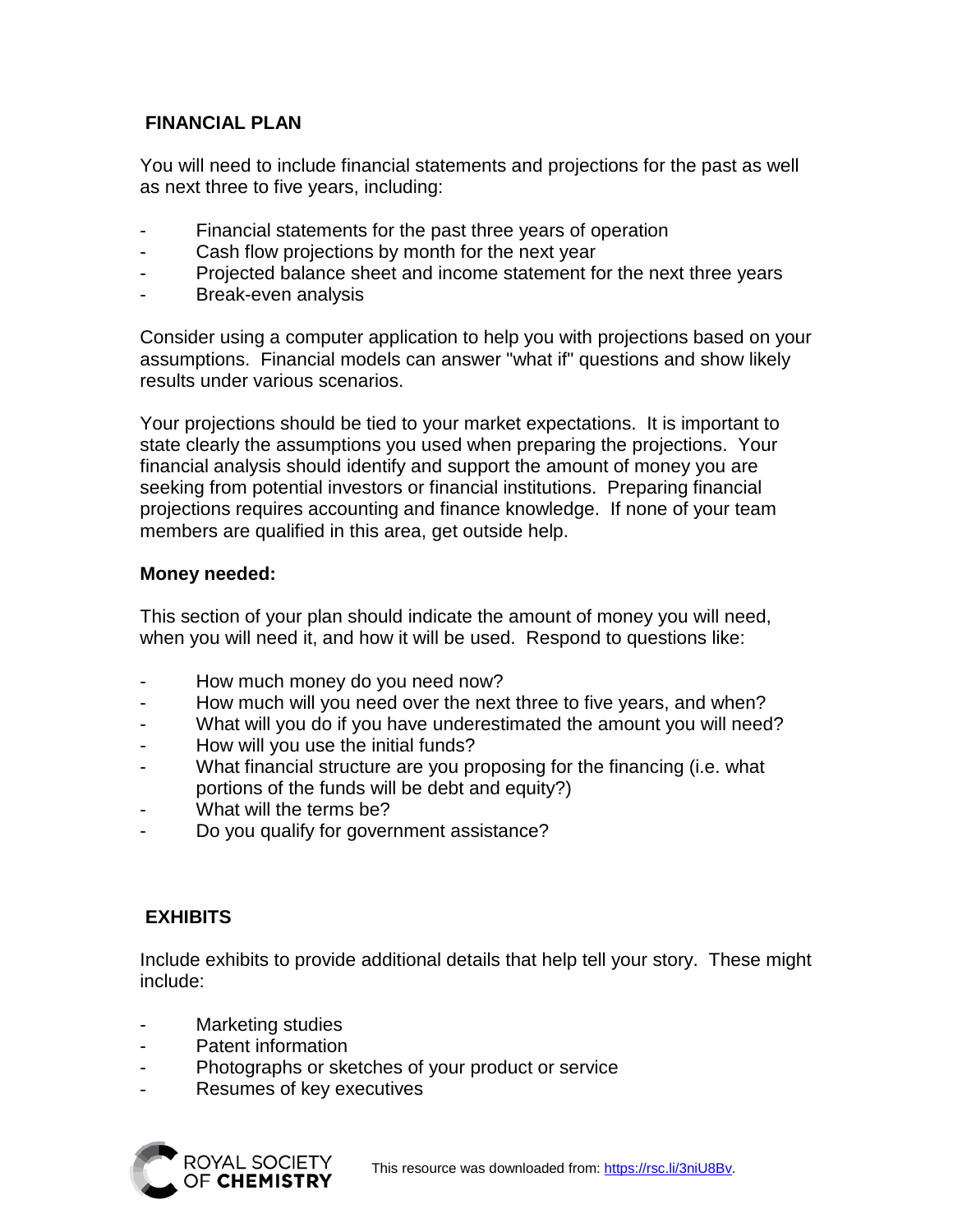## FINANCIAL PLAN

You will need to include financial statements and projections for the past as well as next three to five years, including:

- Financial statements for the past three years of operation
- Cash flow projections by month for the next year
- Projected balance sheet and income statement for the next three years
- Break-even analysis

Consider using a computer application to help you with projections based on your assumptions. Financial models can answer "what if" questions and show likely results under various scenarios.

Your projections should be tied to your market expectations. It is important to state clearly the assumptions you used when preparing the projections. Your financial analysis should identify and support the amount of money you are seeking from potential investors or financial institutions. Preparing financial projections requires accounting and finance knowledge. If none of your team members are qualified in this area, get outside help.

**Money needed:**

This section of your plan should indicate the amount of money you will need, when you will need it, and how it will be used. Respond to questions like:

- How much money do you need now?
- How much will you need over the next three to five years, and when?
- What will you do if you have underestimated the amount you will need?
- How will you use the initial funds?
- What financial structure are you proposing for the financing (i.e. what portions of the funds will be debt and equity?)
- What will the terms be?
- Do you qualify for government assistance?

## EXHIBITS

Include exhibits to provide additional details that help tell your story. These might include:

- Marketing studies
- Patent information
- Photographs or sketches of your product or service
- Resumes of key executives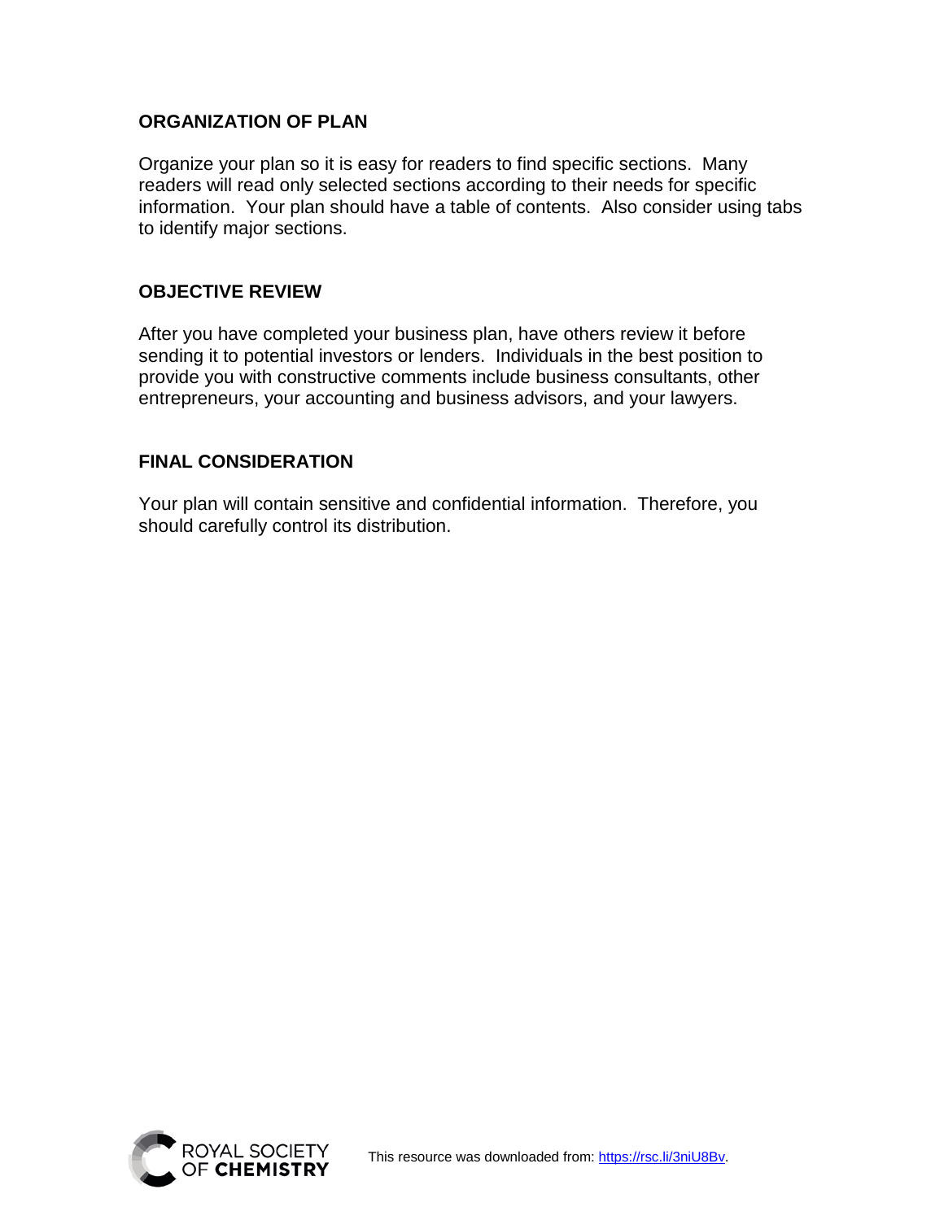## ORGANIZATION OF PLAN

Organize your plan so it is easy for readers to find specific sections. Many readers will read only selected sections according to their needs for specific information. Your plan should have a table of contents. Also consider using tabs to identify major sections.

## OBJECTIVE REVIEW

After you have completed your business plan, have others review it before sending it to potential investors or lenders. Individuals in the best position to provide you with constructive comments include business consultants, other entrepreneurs, your accounting and business advisors, and your lawyers.

## FINAL CONSIDERATION

Your plan will contain sensitive and confidential information. Therefore, you should carefully control its distribution.